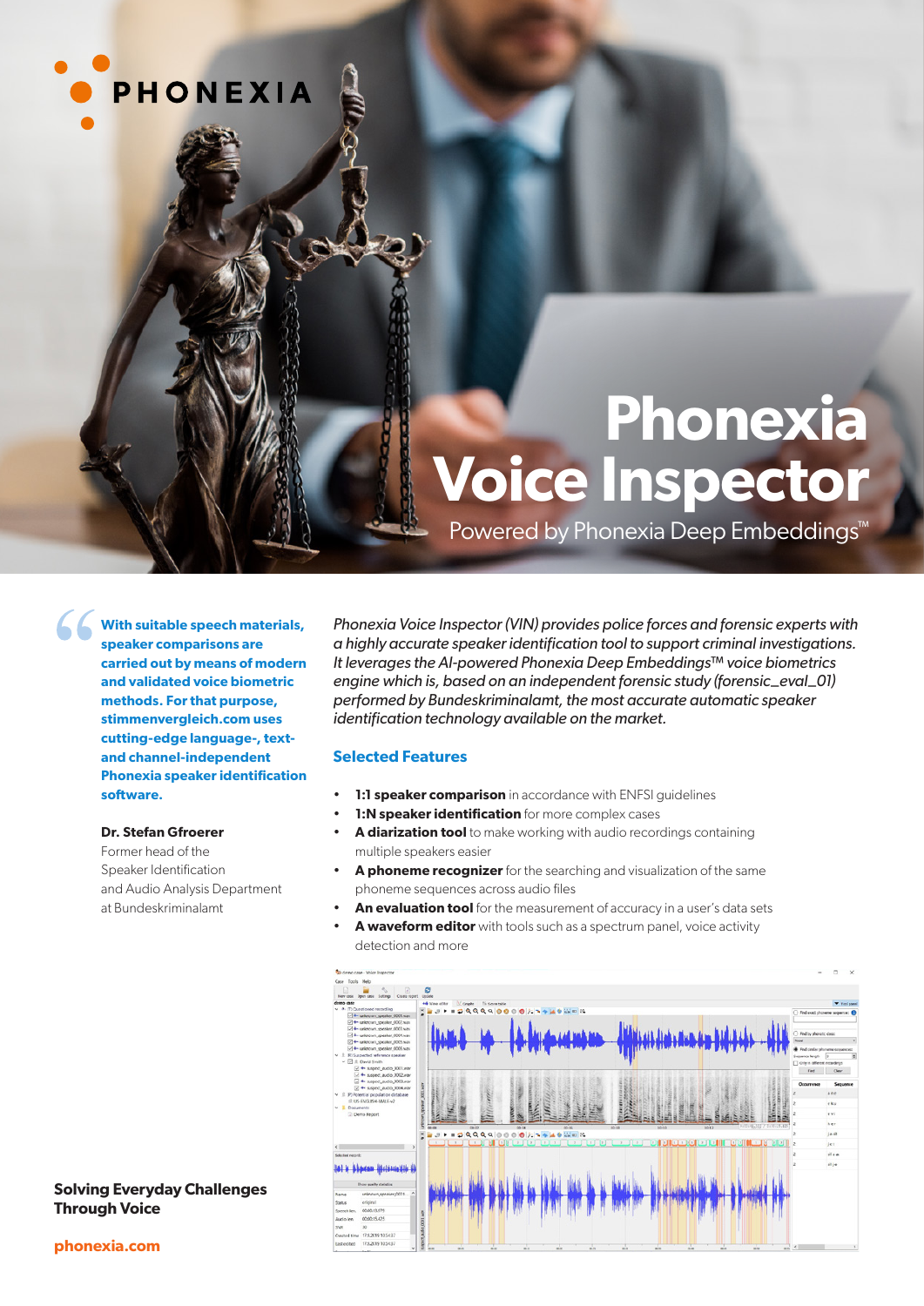PHONEXIA

# Phonexia Voice Inspector

Powered by Phonexia Deep Embeddings™

> **With suitable speech materials, speaker comparisons are carried out by means of modern and validated voice biometric methods. For that purpose, stimmenvergleich.com uses cutting-edge language-, text- and channel-independent Phonexia speaker identification software.**
>
> **Dr. Stefan Gfroerer**
> Former head of the Speaker Identification and Audio Analysis Department at Bundeskriminalamt

*Phonexia Voice Inspector (VIN) provides police forces and forensic experts with a highly accurate speaker identification tool to support criminal investigations. It leverages the AI-powered Phonexia Deep Embeddings™ voice biometrics engine which is, based on an independent forensic study (forensic_eval_01) performed by Bundeskriminalamt, the most accurate automatic speaker identification technology available on the market.*

## Selected Features

- **1:1 speaker comparison** in accordance with ENFSI guidelines
- **1:N speaker identification** for more complex cases
- **A diarization tool** to make working with audio recordings containing multiple speakers easier
- **A phoneme recognizer** for the searching and visualization of the same phoneme sequences across audio files
- **An evaluation tool** for the measurement of accuracy in a user's data sets
- **A waveform editor** with tools such as a spectrum panel, voice activity detection and more

**Solving Everyday Challenges Through Voice**

**phonexia.com**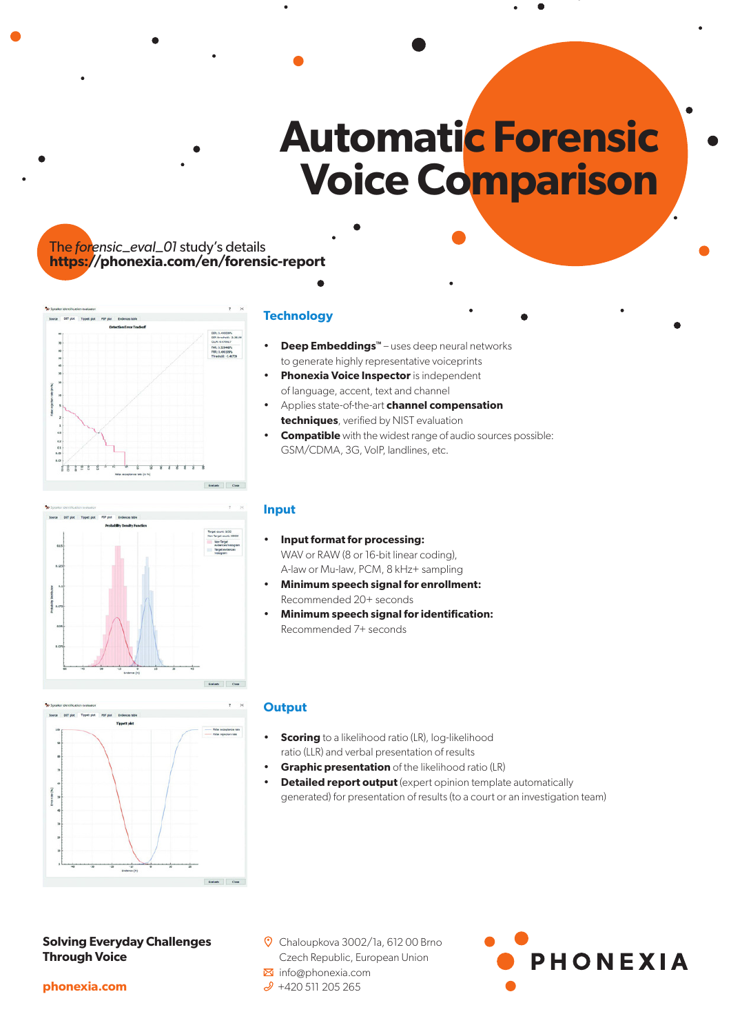# Automatic Forensic Voice Comparison

The *forensic_eval_01* study's details
**https://phonexia.com/en/forensic-report**

## Technology

- **Deep Embeddings™** – uses deep neural networks to generate highly representative voiceprints
- **Phonexia Voice Inspector** is independent of language, accent, text and channel
- Applies state-of-the-art **channel compensation techniques**, verified by NIST evaluation
- **Compatible** with the widest range of audio sources possible: GSM/CDMA, 3G, VoIP, landlines, etc.

## Input

- **Input format for processing:** WAV or RAW (8 or 16-bit linear coding), A-law or Mu-law, PCM, 8 kHz+ sampling
- **Minimum speech signal for enrollment:** Recommended 20+ seconds
- **Minimum speech signal for identification:** Recommended 7+ seconds

## Output

- **Scoring** to a likelihood ratio (LR), log-likelihood ratio (LLR) and verbal presentation of results
- **Graphic presentation** of the likelihood ratio (LR)
- **Detailed report output** (expert opinion template automatically generated) for presentation of results (to a court or an investigation team)

**Solving Everyday Challenges Through Voice**

**phonexia.com**

Chaloupkova 3002/1a, 612 00 Brno
Czech Republic, European Union
info@phonexia.com
+420 511 205 265

PHONEXIA